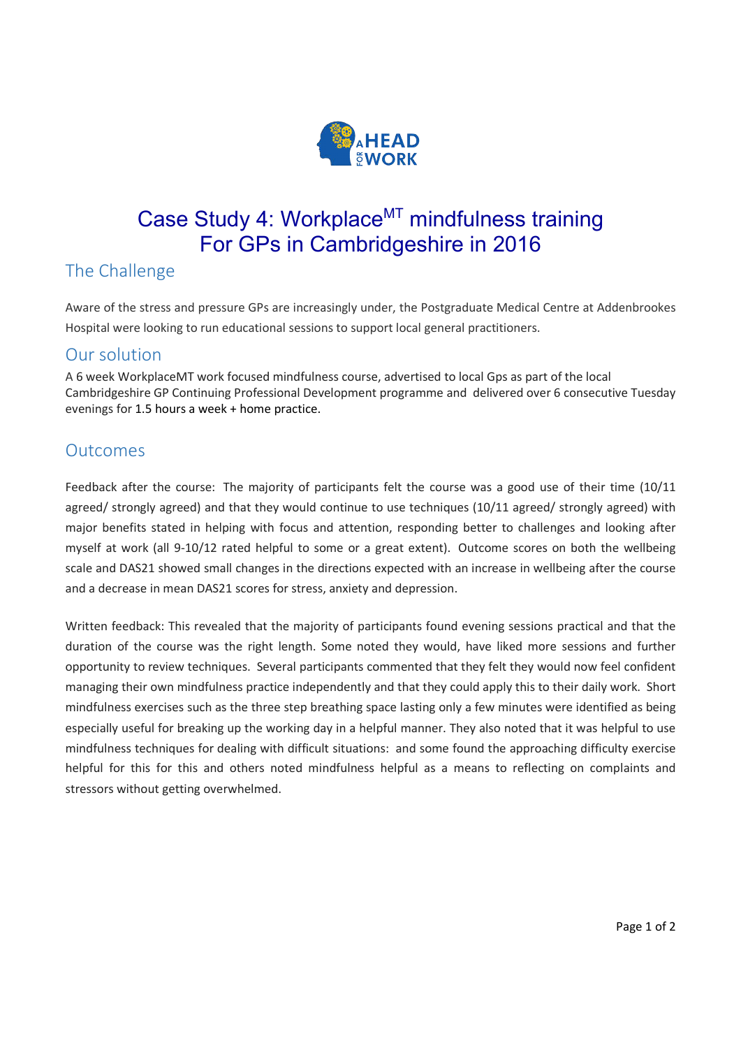# Case Study 4: Workplace$^{MT}$ mindfulness training For GPs in Cambridgeshire in 2016

## The Challenge

Aware of the stress and pressure GPs are increasingly under, the Postgraduate Medical Centre at Addenbrookes Hospital were looking to run educational sessions to support local general practitioners.

## Our solution

A 6 week WorkplaceMT work focused mindfulness course, advertised to local Gps as part of the local Cambridgeshire GP Continuing Professional Development programme and delivered over 6 consecutive Tuesday evenings for 1.5 hours a week + home practice.

## Outcomes

Feedback after the course: The majority of participants felt the course was a good use of their time (10/11 agreed/ strongly agreed) and that they would continue to use techniques (10/11 agreed/ strongly agreed) with major benefits stated in helping with focus and attention, responding better to challenges and looking after myself at work (all 9-10/12 rated helpful to some or a great extent). Outcome scores on both the wellbeing scale and DAS21 showed small changes in the directions expected with an increase in wellbeing after the course and a decrease in mean DAS21 scores for stress, anxiety and depression.

Written feedback: This revealed that the majority of participants found evening sessions practical and that the duration of the course was the right length. Some noted they would, have liked more sessions and further opportunity to review techniques. Several participants commented that they felt they would now feel confident managing their own mindfulness practice independently and that they could apply this to their daily work. Short mindfulness exercises such as the three step breathing space lasting only a few minutes were identified as being especially useful for breaking up the working day in a helpful manner. They also noted that it was helpful to use mindfulness techniques for dealing with difficult situations: and some found the approaching difficulty exercise helpful for this for this and others noted mindfulness helpful as a means to reflecting on complaints and stressors without getting overwhelmed.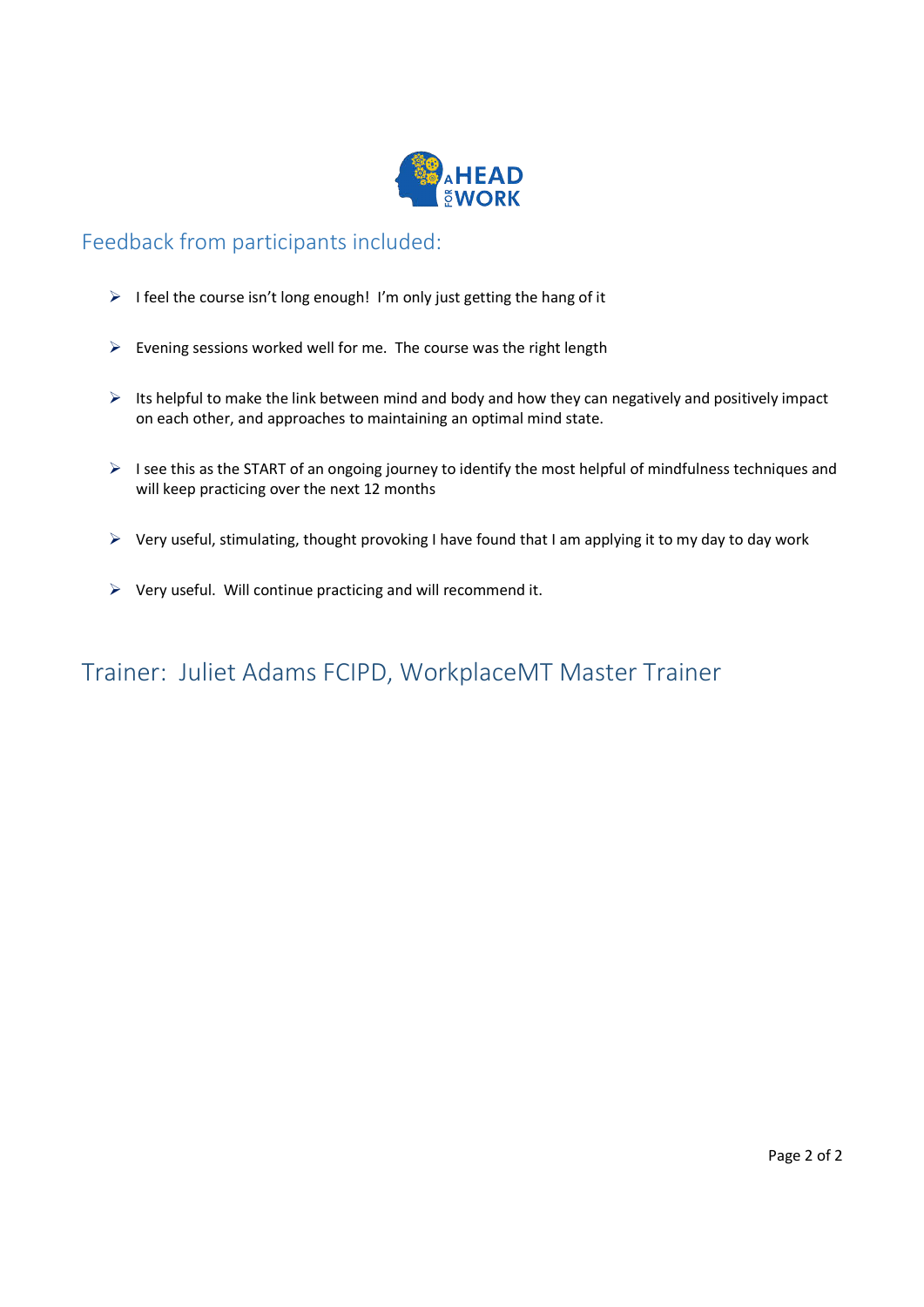## Feedback from participants included:

- I feel the course isn't long enough!  I'm only just getting the hang of it
- Evening sessions worked well for me.  The course was the right length
- Its helpful to make the link between mind and body and how they can negatively and positively impact on each other, and approaches to maintaining an optimal mind state.
- I see this as the START of an ongoing journey to identify the most helpful of mindfulness techniques and will keep practicing over the next 12 months
- Very useful, stimulating, thought provoking I have found that I am applying it to my day to day work
- Very useful.  Will continue practicing and will recommend it.

## Trainer:  Juliet Adams FCIPD, WorkplaceMT Master Trainer